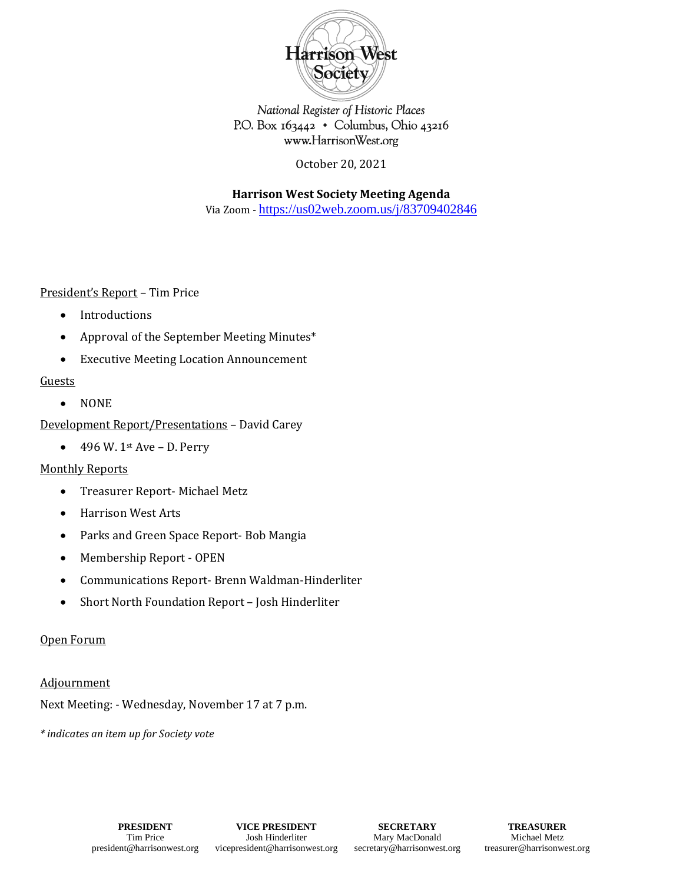Harrison West Society

*National Register of Historic Places*
P.O. Box 163442 • Columbus, Ohio 43216
www.HarrisonWest.org

October 20, 2021

**Harrison West Society Meeting Agenda**
Via Zoom - https://us02web.zoom.us/j/83709402846

<u>President's Report</u> – Tim Price

- Introductions
- Approval of the September Meeting Minutes*
- Executive Meeting Location Announcement

<u>Guests</u>

- NONE

<u>Development Report/Presentations</u> – David Carey

- 496 W. 1st Ave – D. Perry

<u>Monthly Reports</u>

- Treasurer Report- Michael Metz
- Harrison West Arts
- Parks and Green Space Report- Bob Mangia
- Membership Report - OPEN
- Communications Report- Brenn Waldman-Hinderliter
- Short North Foundation Report – Josh Hinderliter

<u>Open Forum</u>

<u>Adjournment</u>

Next Meeting: - Wednesday, November 17 at 7 p.m.

*\* indicates an item up for Society vote*

| **PRESIDENT** | **VICE PRESIDENT** | **SECRETARY** | **TREASURER** |
|---|---|---|---|
| Tim Price | Josh Hinderliter | Mary MacDonald | Michael Metz |
| president@harrisonwest.org | vicepresident@harrisonwest.org | secretary@harrisonwest.org | treasurer@harrisonwest.org |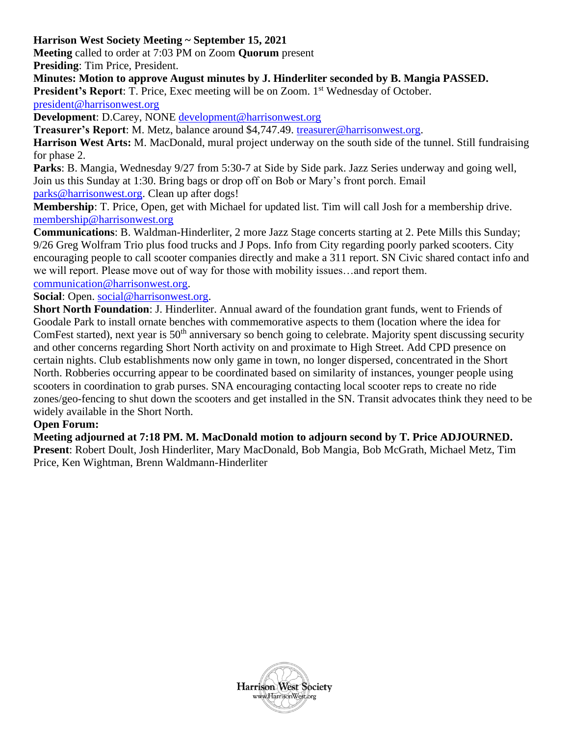**Harrison West Society Meeting ~ September 15, 2021**

**Meeting** called to order at 7:03 PM on Zoom **Quorum** present

**Presiding**: Tim Price, President.

**Minutes: Motion to approve August minutes by J. Hinderliter seconded by B. Mangia PASSED.**

**President's Report**: T. Price, Exec meeting will be on Zoom. 1st Wednesday of October. president@harrisonwest.org

**Development**: D.Carey, NONE development@harrisonwest.org

**Treasurer's Report**: M. Metz, balance around $4,747.49. treasurer@harrisonwest.org.

**Harrison West Arts:** M. MacDonald, mural project underway on the south side of the tunnel. Still fundraising for phase 2.

**Parks**: B. Mangia, Wednesday 9/27 from 5:30-7 at Side by Side park. Jazz Series underway and going well, Join us this Sunday at 1:30. Bring bags or drop off on Bob or Mary's front porch. Email parks@harrisonwest.org. Clean up after dogs!

**Membership**: T. Price, Open, get with Michael for updated list. Tim will call Josh for a membership drive. membership@harrisonwest.org

**Communications**: B. Waldman-Hinderliter, 2 more Jazz Stage concerts starting at 2. Pete Mills this Sunday; 9/26 Greg Wolfram Trio plus food trucks and J Pops. Info from City regarding poorly parked scooters. City encouraging people to call scooter companies directly and make a 311 report. SN Civic shared contact info and we will report. Please move out of way for those with mobility issues…and report them. communication@harrisonwest.org.

**Social**: Open. social@harrisonwest.org.

**Short North Foundation**: J. Hinderliter. Annual award of the foundation grant funds, went to Friends of Goodale Park to install ornate benches with commemorative aspects to them (location where the idea for ComFest started), next year is 50th anniversary so bench going to celebrate. Majority spent discussing security and other concerns regarding Short North activity on and proximate to High Street. Add CPD presence on certain nights. Club establishments now only game in town, no longer dispersed, concentrated in the Short North. Robberies occurring appear to be coordinated based on similarity of instances, younger people using scooters in coordination to grab purses. SNA encouraging contacting local scooter reps to create no ride zones/geo-fencing to shut down the scooters and get installed in the SN. Transit advocates think they need to be widely available in the Short North.

**Open Forum:**

**Meeting adjourned at 7:18 PM. M. MacDonald motion to adjourn second by T. Price ADJOURNED.**

**Present**: Robert Doult, Josh Hinderliter, Mary MacDonald, Bob Mangia, Bob McGrath, Michael Metz, Tim Price, Ken Wightman, Brenn Waldmann-Hinderliter

Harrison West Society
www.HarrisonWest.org